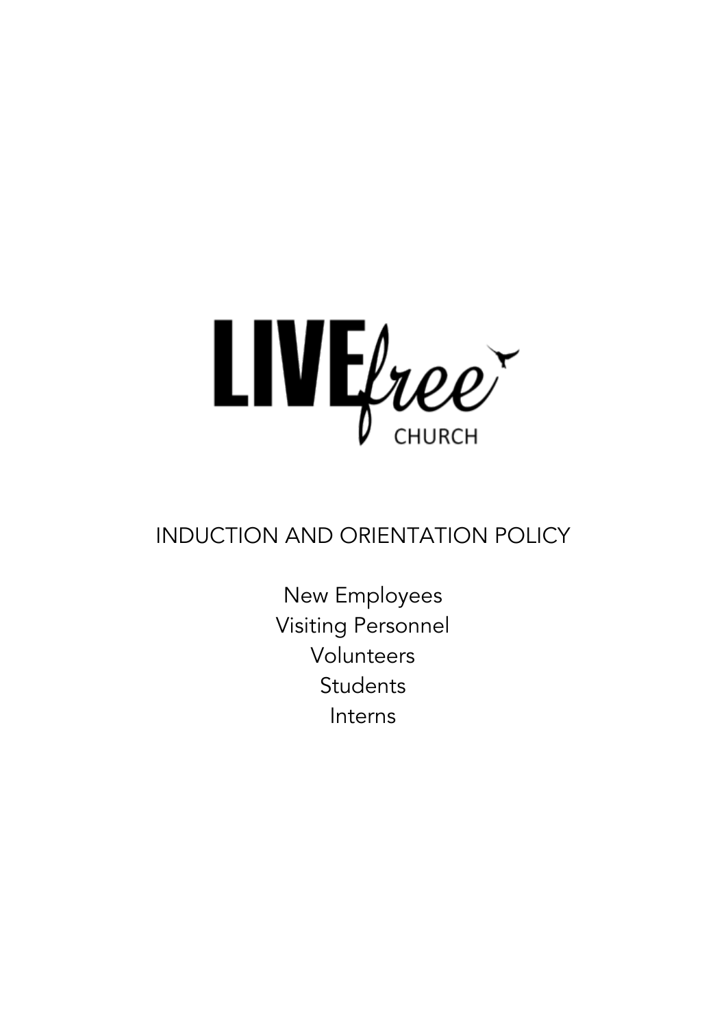LIVE free CHURCH

# INDUCTION AND ORIENTATION POLICY

New Employees
Visiting Personnel
Volunteers
Students
Interns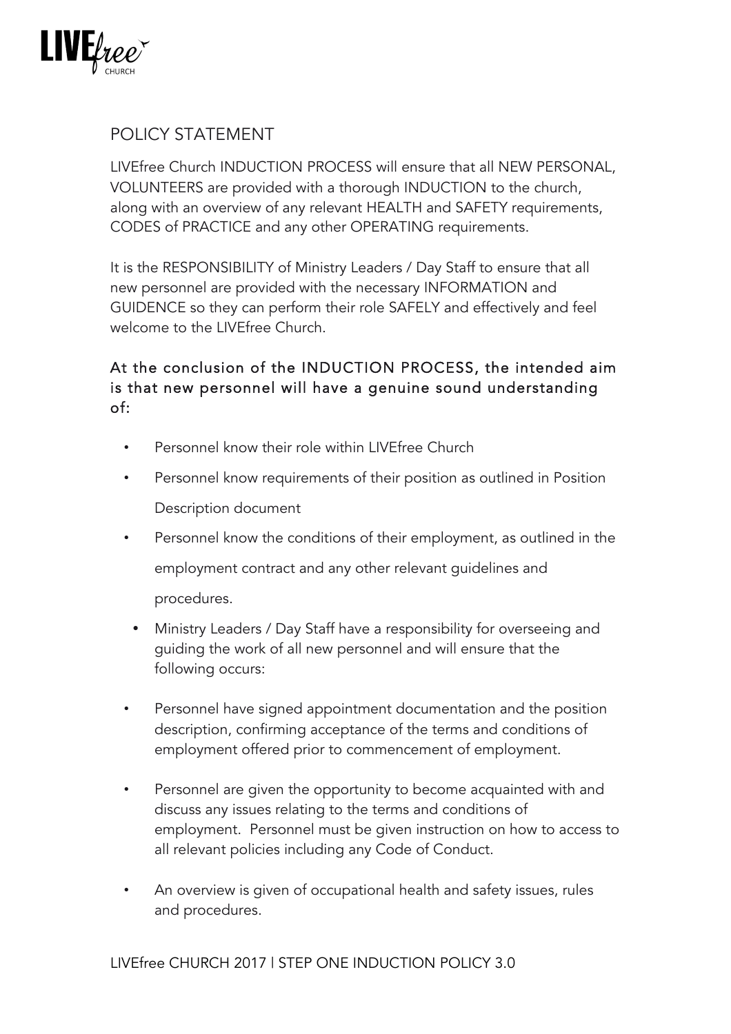## POLICY STATEMENT

LIVEfree Church INDUCTION PROCESS will ensure that all NEW PERSONAL, VOLUNTEERS are provided with a thorough INDUCTION to the church, along with an overview of any relevant HEALTH and SAFETY requirements, CODES of PRACTICE and any other OPERATING requirements.

It is the RESPONSIBILITY of Ministry Leaders / Day Staff to ensure that all new personnel are provided with the necessary INFORMATION and GUIDENCE so they can perform their role SAFELY and effectively and feel welcome to the LIVEfree Church.

### At the conclusion of the INDUCTION PROCESS, the intended aim is that new personnel will have a genuine sound understanding of:

- Personnel know their role within LIVEfree Church
- Personnel know requirements of their position as outlined in Position Description document
- Personnel know the conditions of their employment, as outlined in the employment contract and any other relevant guidelines and procedures.
- Ministry Leaders / Day Staff have a responsibility for overseeing and guiding the work of all new personnel and will ensure that the following occurs:
- Personnel have signed appointment documentation and the position description, confirming acceptance of the terms and conditions of employment offered prior to commencement of employment.
- Personnel are given the opportunity to become acquainted with and discuss any issues relating to the terms and conditions of employment. Personnel must be given instruction on how to access to all relevant policies including any Code of Conduct.
- An overview is given of occupational health and safety issues, rules and procedures.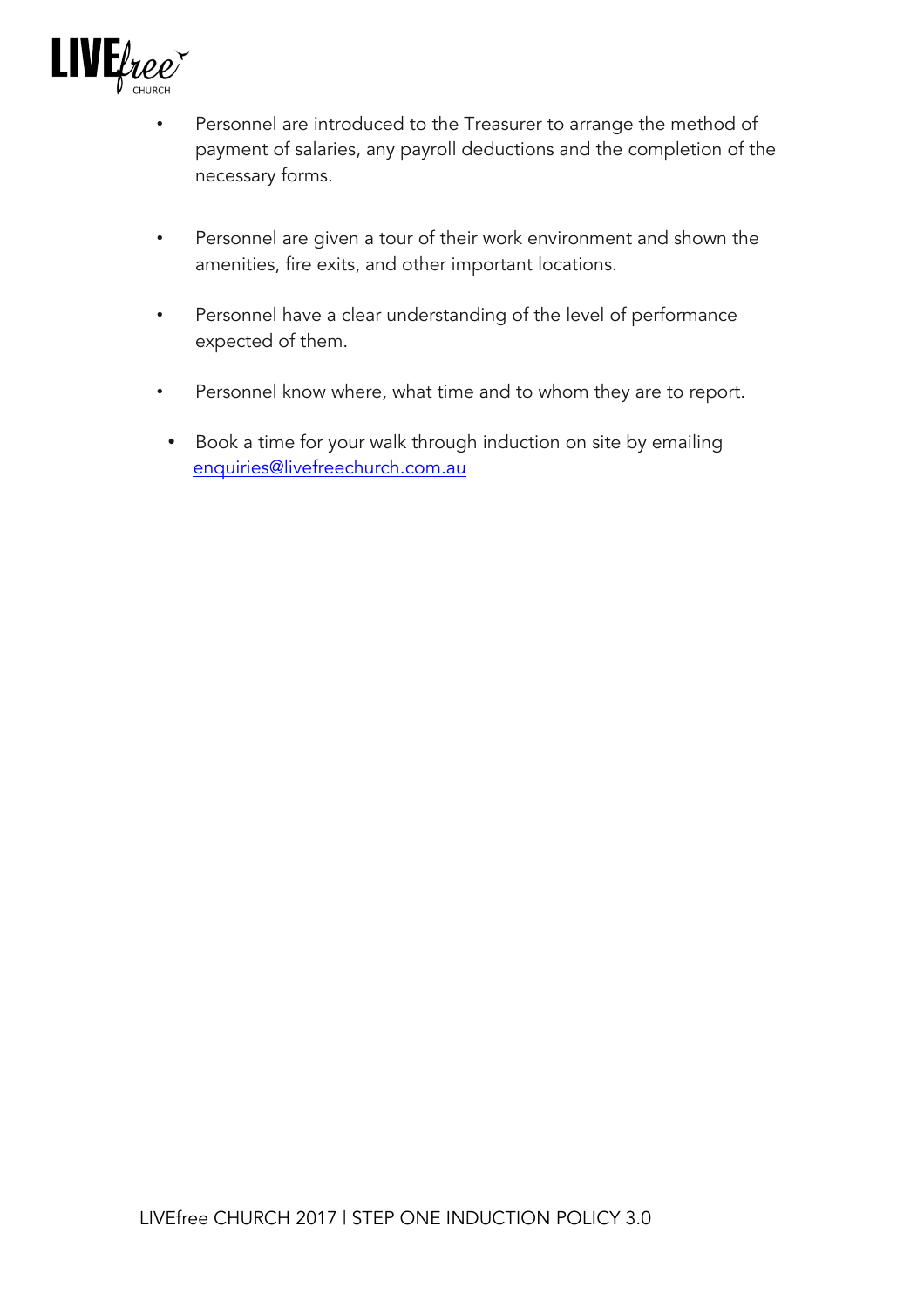- Personnel are introduced to the Treasurer to arrange the method of payment of salaries, any payroll deductions and the completion of the necessary forms.

- Personnel are given a tour of their work environment and shown the amenities, fire exits, and other important locations.

- Personnel have a clear understanding of the level of performance expected of them.

- Personnel know where, what time and to whom they are to report.

- Book a time for your walk through induction on site by emailing enquiries@livefreechurch.com.au